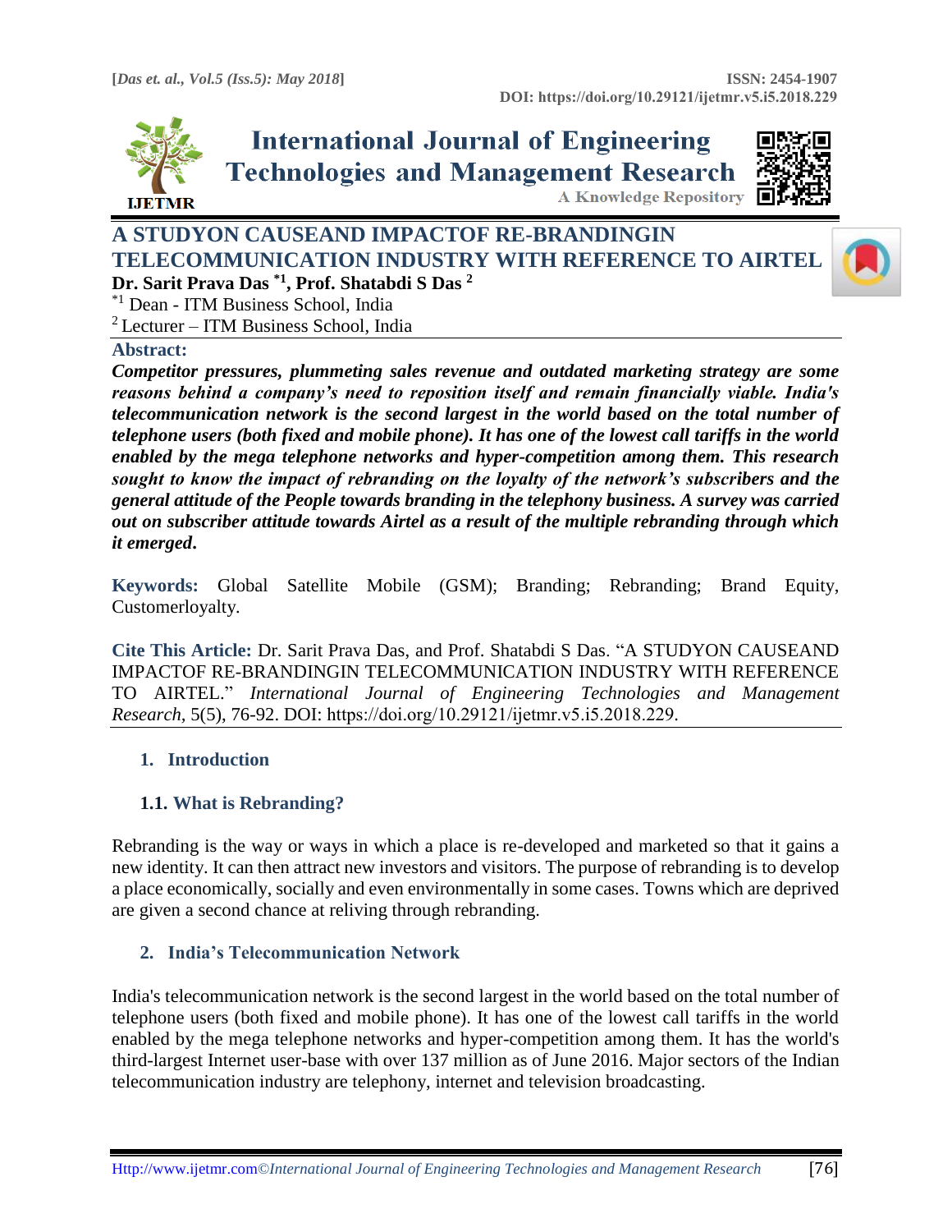# A STUDYON CAUSEAND IMPACTOF RE-BRANDINGIN TELECOMMUNICATION INDUSTRY WITH REFERENCE TO AIRTEL

**Dr. Sarit Prava Das [*1], Prof. Shatabdi S Das [2]**

[*1] Dean - ITM Business School, India

[2] Lecturer – ITM Business School, India

**Abstract:**

***Competitor pressures, plummeting sales revenue and outdated marketing strategy are some reasons behind a company's need to reposition itself and remain financially viable. India's telecommunication network is the second largest in the world based on the total number of telephone users (both fixed and mobile phone). It has one of the lowest call tariffs in the world enabled by the mega telephone networks and hyper-competition among them. This research sought to know the impact of rebranding on the loyalty of the network's subscribers and the general attitude of the People towards branding in the telephony business. A survey was carried out on subscriber attitude towards Airtel as a result of the multiple rebranding through which it emerged.***

**Keywords:** Global Satellite Mobile (GSM); Branding; Rebranding; Brand Equity, Customerloyalty.

**Cite This Article:** Dr. Sarit Prava Das, and Prof. Shatabdi S Das. "A STUDYON CAUSEAND IMPACTOF RE-BRANDINGIN TELECOMMUNICATION INDUSTRY WITH REFERENCE TO AIRTEL." *International Journal of Engineering Technologies and Management Research,* 5(5), 76-92. DOI: https://doi.org/10.29121/ijetmr.v5.i5.2018.229.

## 1. Introduction

### 1.1. What is Rebranding?

Rebranding is the way or ways in which a place is re-developed and marketed so that it gains a new identity. It can then attract new investors and visitors. The purpose of rebranding is to develop a place economically, socially and even environmentally in some cases. Towns which are deprived are given a second chance at reliving through rebranding.

## 2. India's Telecommunication Network

India's telecommunication network is the second largest in the world based on the total number of telephone users (both fixed and mobile phone). It has one of the lowest call tariffs in the world enabled by the mega telephone networks and hyper-competition among them. It has the world's third-largest Internet user-base with over 137 million as of June 2016. Major sectors of the Indian telecommunication industry are telephony, internet and television broadcasting.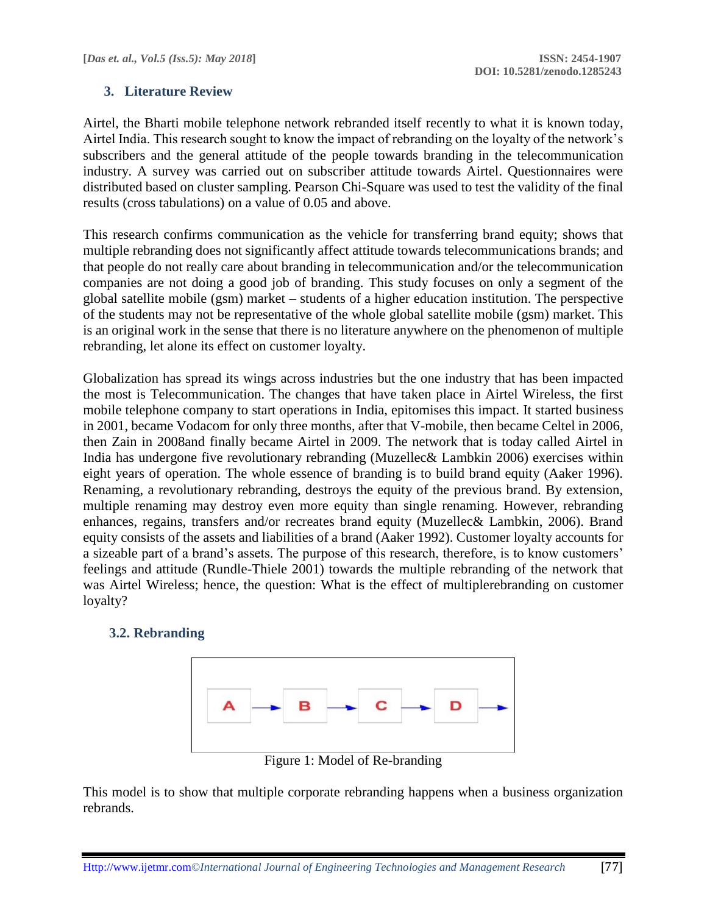## 3. Literature Review

Airtel, the Bharti mobile telephone network rebranded itself recently to what it is known today, Airtel India. This research sought to know the impact of rebranding on the loyalty of the network's subscribers and the general attitude of the people towards branding in the telecommunication industry. A survey was carried out on subscriber attitude towards Airtel. Questionnaires were distributed based on cluster sampling. Pearson Chi-Square was used to test the validity of the final results (cross tabulations) on a value of 0.05 and above.

This research confirms communication as the vehicle for transferring brand equity; shows that multiple rebranding does not significantly affect attitude towards telecommunications brands; and that people do not really care about branding in telecommunication and/or the telecommunication companies are not doing a good job of branding. This study focuses on only a segment of the global satellite mobile (gsm) market – students of a higher education institution. The perspective of the students may not be representative of the whole global satellite mobile (gsm) market. This is an original work in the sense that there is no literature anywhere on the phenomenon of multiple rebranding, let alone its effect on customer loyalty.

Globalization has spread its wings across industries but the one industry that has been impacted the most is Telecommunication. The changes that have taken place in Airtel Wireless, the first mobile telephone company to start operations in India, epitomises this impact. It started business in 2001, became Vodacom for only three months, after that V-mobile, then became Celtel in 2006, then Zain in 2008and finally became Airtel in 2009. The network that is today called Airtel in India has undergone five revolutionary rebranding (Muzellec& Lambkin 2006) exercises within eight years of operation. The whole essence of branding is to build brand equity (Aaker 1996). Renaming, a revolutionary rebranding, destroys the equity of the previous brand. By extension, multiple renaming may destroy even more equity than single renaming. However, rebranding enhances, regains, transfers and/or recreates brand equity (Muzellec& Lambkin, 2006). Brand equity consists of the assets and liabilities of a brand (Aaker 1992). Customer loyalty accounts for a sizeable part of a brand's assets. The purpose of this research, therefore, is to know customers' feelings and attitude (Rundle-Thiele 2001) towards the multiple rebranding of the network that was Airtel Wireless; hence, the question: What is the effect of multiplerebranding on customer loyalty?

### 3.2. Rebranding

A → B → C → D →

Figure 1: Model of Re-branding

This model is to show that multiple corporate rebranding happens when a business organization rebrands.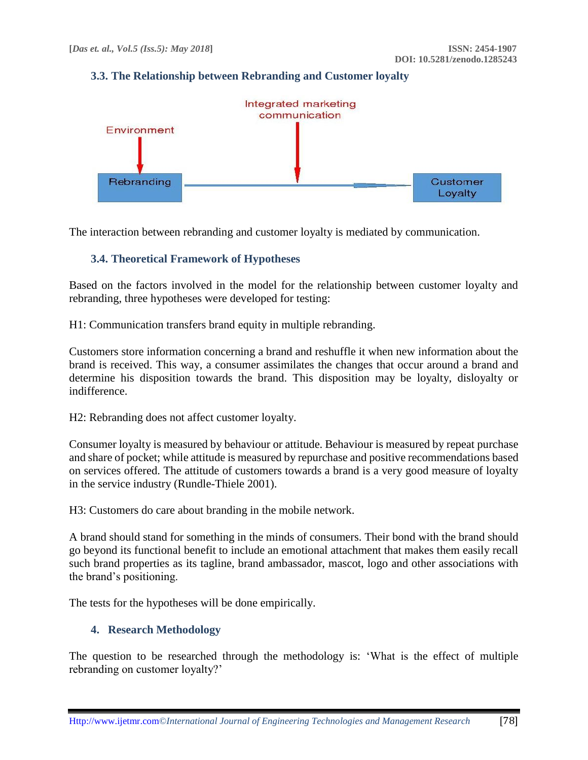### 3.3. The Relationship between Rebranding and Customer loyalty

Integrated marketing communication

Environment

Rebranding

Customer Loyalty

The interaction between rebranding and customer loyalty is mediated by communication.

### 3.4. Theoretical Framework of Hypotheses

Based on the factors involved in the model for the relationship between customer loyalty and rebranding, three hypotheses were developed for testing:

H1: Communication transfers brand equity in multiple rebranding.

Customers store information concerning a brand and reshuffle it when new information about the brand is received. This way, a consumer assimilates the changes that occur around a brand and determine his disposition towards the brand. This disposition may be loyalty, disloyalty or indifference.

H2: Rebranding does not affect customer loyalty.

Consumer loyalty is measured by behaviour or attitude. Behaviour is measured by repeat purchase and share of pocket; while attitude is measured by repurchase and positive recommendations based on services offered. The attitude of customers towards a brand is a very good measure of loyalty in the service industry (Rundle-Thiele 2001).

H3: Customers do care about branding in the mobile network.

A brand should stand for something in the minds of consumers. Their bond with the brand should go beyond its functional benefit to include an emotional attachment that makes them easily recall such brand properties as its tagline, brand ambassador, mascot, logo and other associations with the brand's positioning.

The tests for the hypotheses will be done empirically.

## 4. Research Methodology

The question to be researched through the methodology is: 'What is the effect of multiple rebranding on customer loyalty?'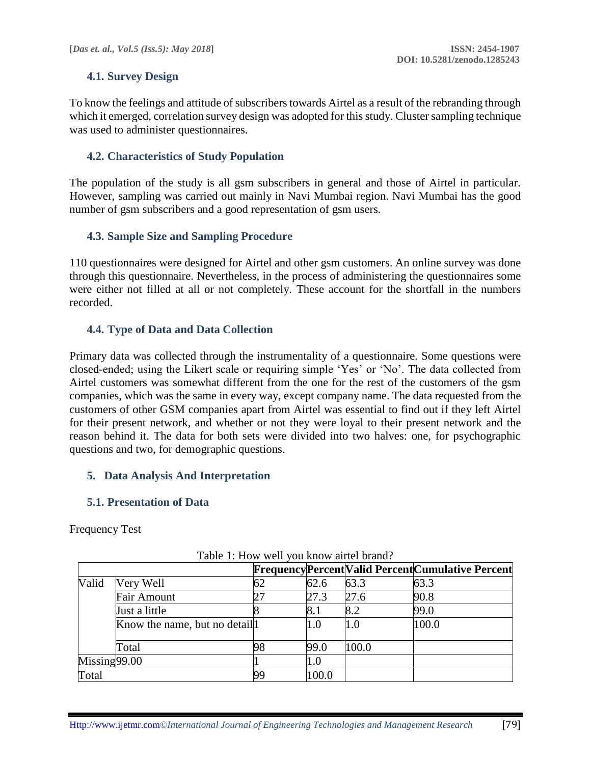### 4.1. Survey Design

To know the feelings and attitude of subscribers towards Airtel as a result of the rebranding through which it emerged, correlation survey design was adopted for this study. Cluster sampling technique was used to administer questionnaires.

### 4.2. Characteristics of Study Population

The population of the study is all gsm subscribers in general and those of Airtel in particular. However, sampling was carried out mainly in Navi Mumbai region. Navi Mumbai has the good number of gsm subscribers and a good representation of gsm users.

### 4.3. Sample Size and Sampling Procedure

110 questionnaires were designed for Airtel and other gsm customers. An online survey was done through this questionnaire. Nevertheless, in the process of administering the questionnaires some were either not filled at all or not completely. These account for the shortfall in the numbers recorded.

### 4.4. Type of Data and Data Collection

Primary data was collected through the instrumentality of a questionnaire. Some questions were closed-ended; using the Likert scale or requiring simple 'Yes' or 'No'. The data collected from Airtel customers was somewhat different from the one for the rest of the customers of the gsm companies, which was the same in every way, except company name. The data requested from the customers of other GSM companies apart from Airtel was essential to find out if they left Airtel for their present network, and whether or not they were loyal to their present network and the reason behind it. The data for both sets were divided into two halves: one, for psychographic questions and two, for demographic questions.

## 5. Data Analysis And Interpretation

### 5.1. Presentation of Data

Frequency Test

Table 1: How well you know airtel brand?

| | | Frequency | Percent | Valid Percent | Cumulative Percent |
|---|---|---|---|---|---|
| Valid | Very Well | 62 | 62.6 | 63.3 | 63.3 |
| | Fair Amount | 27 | 27.3 | 27.6 | 90.8 |
| | Just a little | 8 | 8.1 | 8.2 | 99.0 |
| | Know the name, but no detail | 1 | 1.0 | 1.0 | 100.0 |
| | Total | 98 | 99.0 | 100.0 | |
| Missing | 99.00 | 1 | 1.0 | | |
| Total | | 99 | 100.0 | | |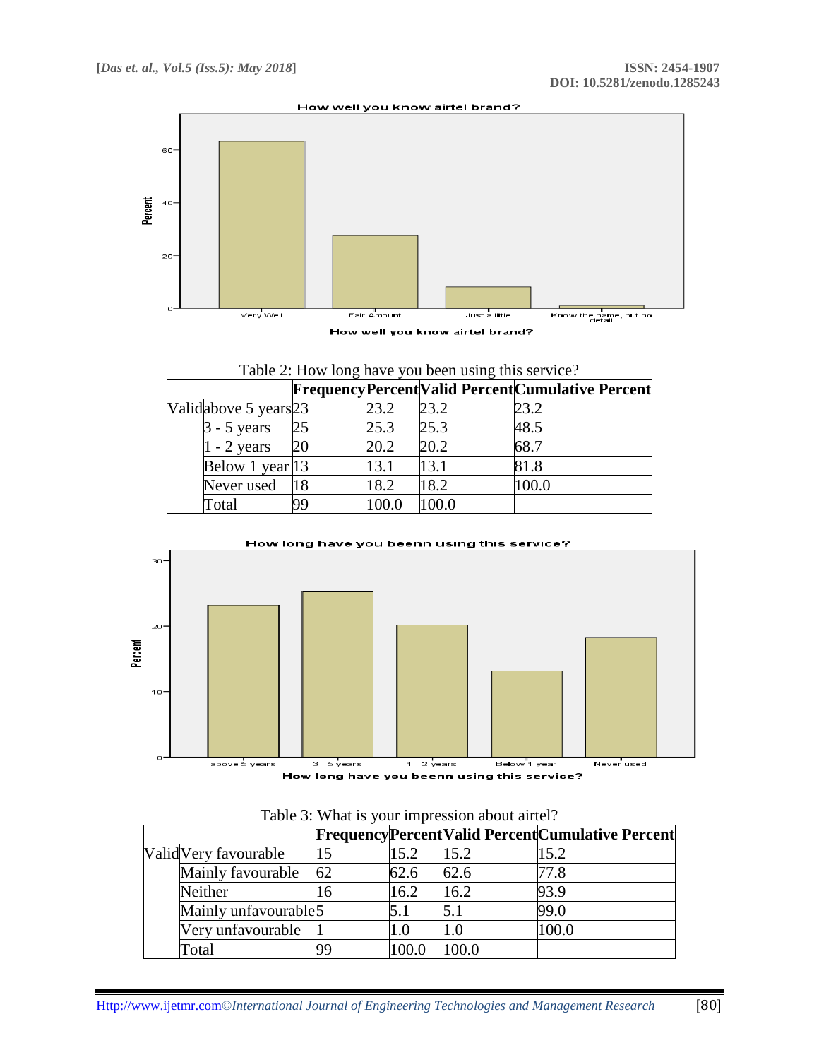How well you know airtel brand?

Percent

60

40

20

0

Very Well

Fair Amount

Just a little

Know the name, but no detail

How well you know airtel brand?

Table 2: How long have you been using this service?

| | | Frequency | Percent | Valid Percent | Cumulative Percent |
|---|---|---|---|---|---|
| Valid | above 5 years | 23 | 23.2 | 23.2 | 23.2 |
| | 3 - 5 years | 25 | 25.3 | 25.3 | 48.5 |
| | 1 - 2 years | 20 | 20.2 | 20.2 | 68.7 |
| | Below 1 year | 13 | 13.1 | 13.1 | 81.8 |
| | Never used | 18 | 18.2 | 18.2 | 100.0 |
| | Total | 99 | 100.0 | 100.0 | |

How long have you beenn using this service?

Percent

30

20

10

0

above 5 years

3 - 5 years

1 - 2 years

Below 1 year

Never used

How long have you beenn using this service?

Table 3: What is your impression about airtel?

| | | Frequency | Percent | Valid Percent | Cumulative Percent |
|---|---|---|---|---|---|
| Valid | Very favourable | 15 | 15.2 | 15.2 | 15.2 |
| | Mainly favourable | 62 | 62.6 | 62.6 | 77.8 |
| | Neither | 16 | 16.2 | 16.2 | 93.9 |
| | Mainly unfavourable | 5 | 5.1 | 5.1 | 99.0 |
| | Very unfavourable | 1 | 1.0 | 1.0 | 100.0 |
| | Total | 99 | 100.0 | 100.0 | |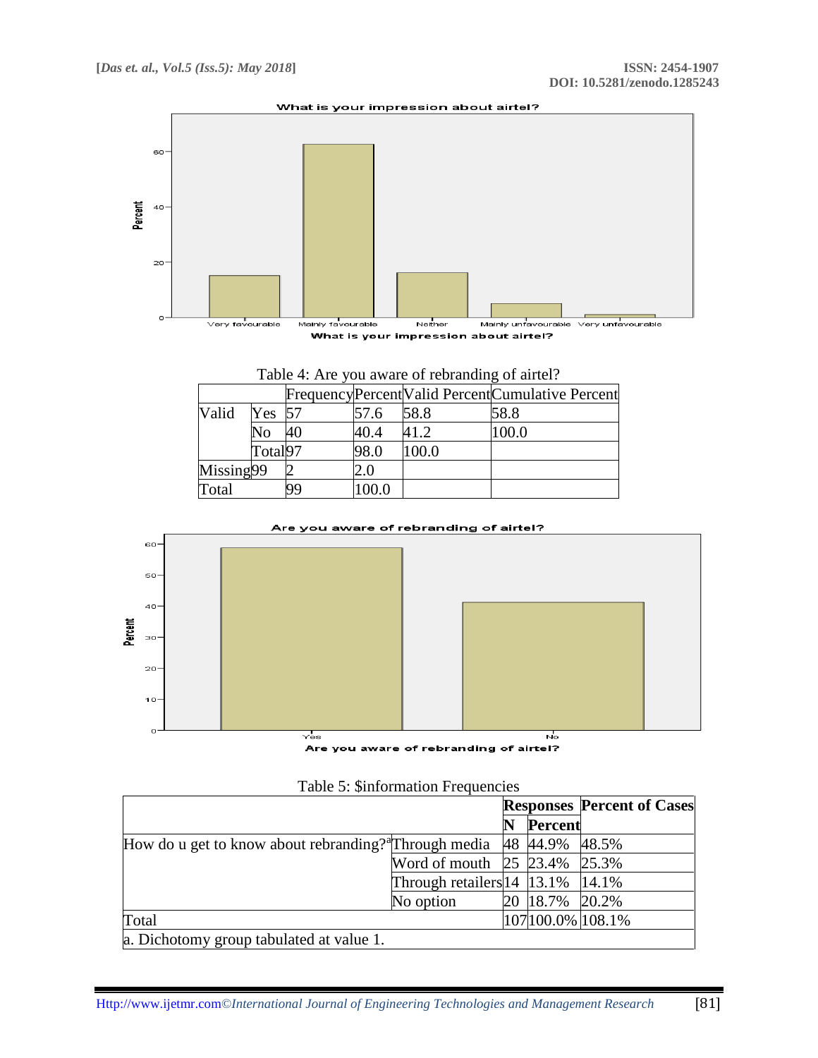What is your impression about airtel?

60
40
20
0

Percent

Very favourable
Mainly favourable
Neither
Mainly unfavourable
Very unfavourable

What is your impression about airtel?

Table 4: Are you aware of rebranding of airtel?

| | | Frequency | Percent | Valid Percent | Cumulative Percent |
|---|---|---|---|---|---|
| Valid | Yes | 57 | 57.6 | 58.8 | 58.8 |
| | No | 40 | 40.4 | 41.2 | 100.0 |
| | Total | 97 | 98.0 | 100.0 | |
| Missing | 99 | 2 | 2.0 | | |
| Total | | 99 | 100.0 | | |

Are you aware of rebranding of airtel?

60
50
40
30
20
10
0

Percent

Yes
No

Are you aware of rebranding of airtel?

Table 5: $information Frequencies

| | | Responses | | Percent of Cases |
|---|---|---|---|---|
| | | N | Percent | |
| How do u get to know about rebranding?[a] | Through media | 48 | 44.9% | 48.5% |
| | Word of mouth | 25 | 23.4% | 25.3% |
| | Through retailers | 14 | 13.1% | 14.1% |
| | No option | 20 | 18.7% | 20.2% |
| Total | | 107 | 100.0% | 108.1% |
| a. Dichotomy group tabulated at value 1. | | | | |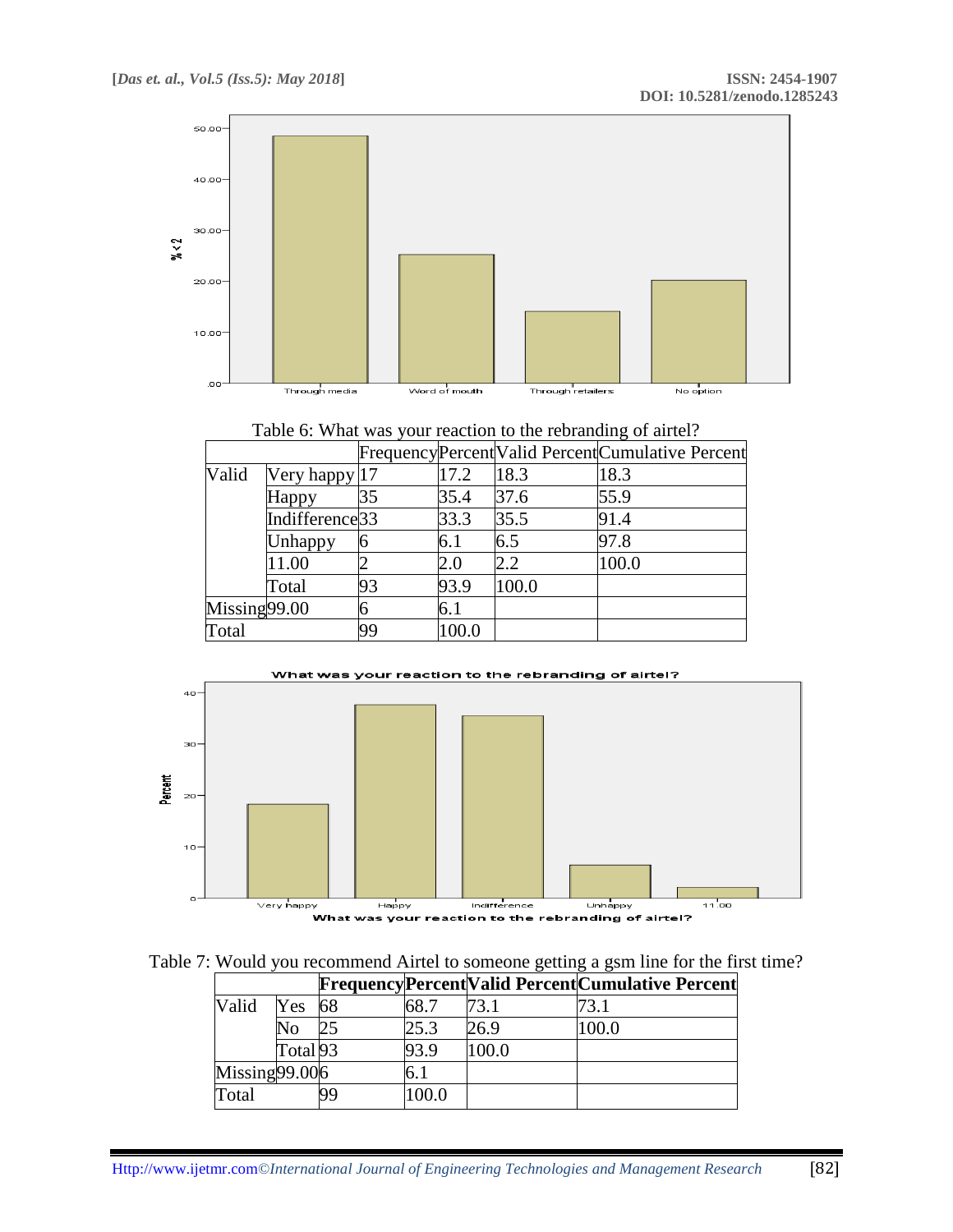50.00
40.00
30.00
20.00
10.00
.00
% < 2
Through media
Word of mouth
Through retailers
No option

Table 6: What was your reaction to the rebranding of airtel?

| | | Frequency | Percent | Valid Percent | Cumulative Percent |
|---|---|---|---|---|---|
| Valid | Very happy | 17 | 17.2 | 18.3 | 18.3 |
| | Happy | 35 | 35.4 | 37.6 | 55.9 |
| | Indifference | 33 | 33.3 | 35.5 | 91.4 |
| | Unhappy | 6 | 6.1 | 6.5 | 97.8 |
| | 11.00 | 2 | 2.0 | 2.2 | 100.0 |
| | Total | 93 | 93.9 | 100.0 | |
| Missing | 99.00 | 6 | 6.1 | | |
| Total | | 99 | 100.0 | | |

What was your reaction to the rebranding of airtel?
40
30
20
10
0
Percent
Very happy
Happy
Indifference
Unhappy
11.00
What was your reaction to the rebranding of airtel?

Table 7: Would you recommend Airtel to someone getting a gsm line for the first time?

| | | **Frequency** | **Percent** | **Valid Percent** | **Cumulative Percent** |
|---|---|---|---|---|---|
| Valid | Yes | 68 | 68.7 | 73.1 | 73.1 |
| | No | 25 | 25.3 | 26.9 | 100.0 |
| | Total | 93 | 93.9 | 100.0 | |
| Missing | 99.00 | 6 | 6.1 | | |
| Total | | 99 | 100.0 | | |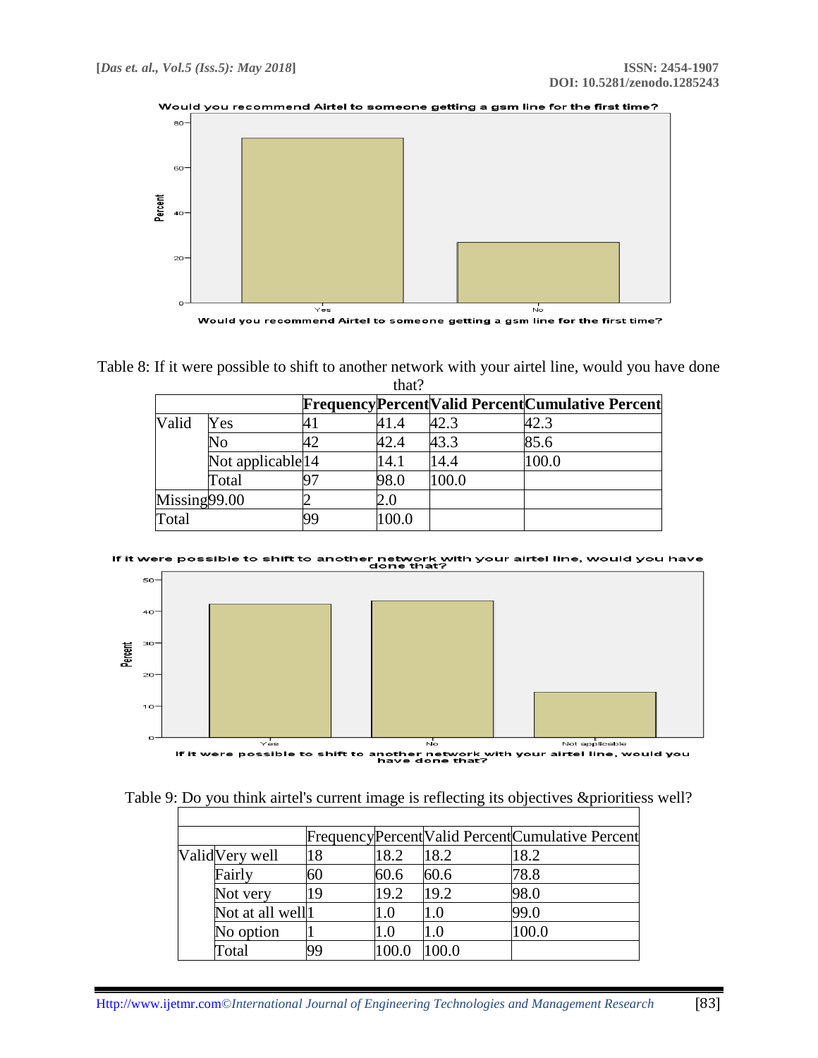Would you recommend Airtel to someone getting a gsm line for the first time?

Percent

80
60
40
20
0

Yes
No

Would you recommend Airtel to someone getting a gsm line for the first time?

Table 8: If it were possible to shift to another network with your airtel line, would you have done that?

| | | Frequency | Percent | Valid Percent | Cumulative Percent |
|---|---|---|---|---|---|
| Valid | Yes | 41 | 41.4 | 42.3 | 42.3 |
| | No | 42 | 42.4 | 43.3 | 85.6 |
| | Not applicable | 14 | 14.1 | 14.4 | 100.0 |
| | Total | 97 | 98.0 | 100.0 | |
| Missing | 99.00 | 2 | 2.0 | | |
| Total | | 99 | 100.0 | | |

If it were possible to shift to another network with your airtel line, would you have done that?

Percent

50
40
30
20
10
0

Yes
No
Not applicable

If it were possible to shift to another network with your airtel line, would you have done that?

Table 9: Do you think airtel's current image is reflecting its objectives &prioritiess well?

| | | Frequency | Percent | Valid Percent | Cumulative Percent |
|---|---|---|---|---|---|
| Valid | Very well | 18 | 18.2 | 18.2 | 18.2 |
| | Fairly | 60 | 60.6 | 60.6 | 78.8 |
| | Not very | 19 | 19.2 | 19.2 | 98.0 |
| | Not at all well | 1 | 1.0 | 1.0 | 99.0 |
| | No option | 1 | 1.0 | 1.0 | 100.0 |
| | Total | 99 | 100.0 | 100.0 | |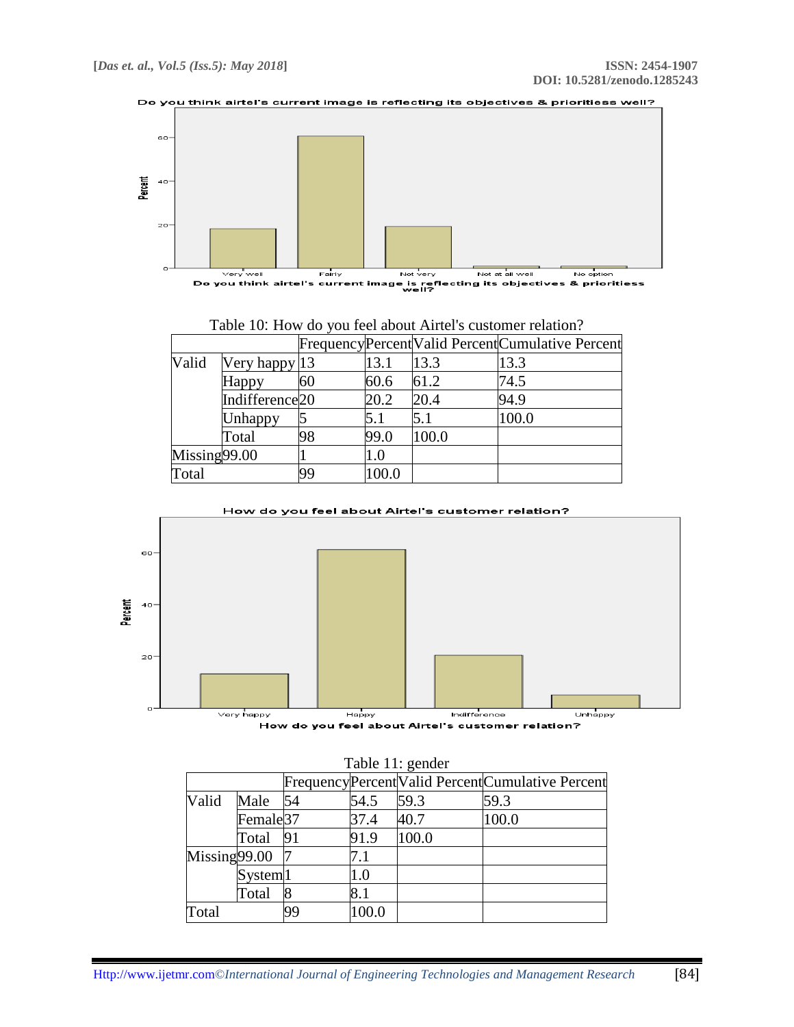Do you think airtel's current image is reflecting its objectives & prioritiess well?

Percent

0
20
40
60

Very well
Fairly
Not very
Not at all well
No option

Do you think airtel's current image is reflecting its objectives & prioritiess well?

Table 10: How do you feel about Airtel's customer relation?

| | | Frequency | Percent | Valid Percent | Cumulative Percent |
|---|---|---|---|---|---|
| Valid | Very happy | 13 | 13.1 | 13.3 | 13.3 |
| | Happy | 60 | 60.6 | 61.2 | 74.5 |
| | Indifference | 20 | 20.2 | 20.4 | 94.9 |
| | Unhappy | 5 | 5.1 | 5.1 | 100.0 |
| | Total | 98 | 99.0 | 100.0 | |
| Missing | 99.00 | 1 | 1.0 | | |
| Total | | 99 | 100.0 | | |

How do you feel about Airtel's customer relation?

Percent

0
20
40
60

Very happy
Happy
Indifference
Unhappy

How do you feel about Airtel's customer relation?

Table 11: gender

| | | Frequency | Percent | Valid Percent | Cumulative Percent |
|---|---|---|---|---|---|
| Valid | Male | 54 | 54.5 | 59.3 | 59.3 |
| | Female | 37 | 37.4 | 40.7 | 100.0 |
| | Total | 91 | 91.9 | 100.0 | |
| Missing | 99.00 | 7 | 7.1 | | |
| | System | 1 | 1.0 | | |
| | Total | 8 | 8.1 | | |
| Total | | 99 | 100.0 | | |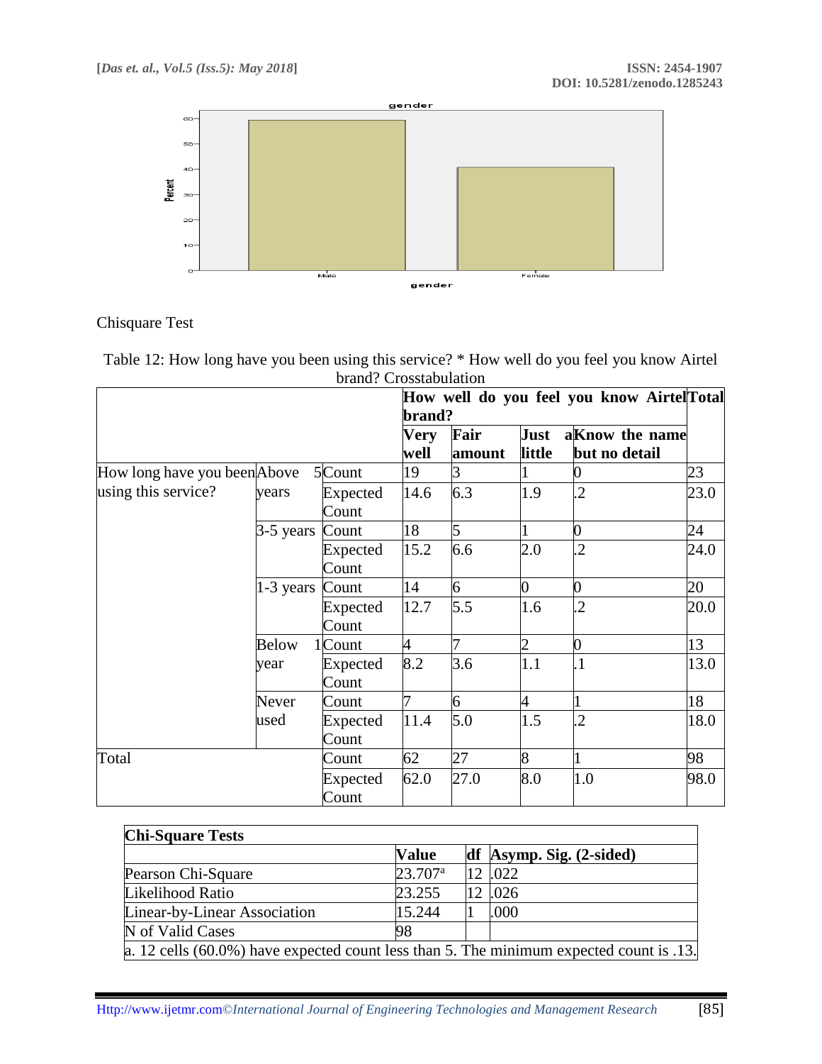gender

60
50
40
30
20
10
0

Percent

Male
Female

gender

Chisquare Test

Table 12: How long have you been using this service? * How well do you feel you know Airtel brand? Crosstabulation

| | | | How well do you feel you know Airtel brand? | | | | Total |
|---|---|---|---|---|---|---|---|
| | | | Very well | Fair amount | Just a little | Know the name but no detail | |
| How long have you been using this service? | Above 5 years | Count | 19 | 3 | 1 | 0 | 23 |
| | | Expected Count | 14.6 | 6.3 | 1.9 | .2 | 23.0 |
| | 3-5 years | Count | 18 | 5 | 1 | 0 | 24 |
| | | Expected Count | 15.2 | 6.6 | 2.0 | .2 | 24.0 |
| | 1-3 years | Count | 14 | 6 | 0 | 0 | 20 |
| | | Expected Count | 12.7 | 5.5 | 1.6 | .2 | 20.0 |
| | Below 1 year | Count | 4 | 7 | 2 | 0 | 13 |
| | | Expected Count | 8.2 | 3.6 | 1.1 | .1 | 13.0 |
| | Never used | Count | 7 | 6 | 4 | 1 | 18 |
| | | Expected Count | 11.4 | 5.0 | 1.5 | .2 | 18.0 |
| Total | | Count | 62 | 27 | 8 | 1 | 98 |
| | | Expected Count | 62.0 | 27.0 | 8.0 | 1.0 | 98.0 |

| Chi-Square Tests | | | |
|---|---|---|---|
| | Value | df | Asymp. Sig. (2-sided) |
| Pearson Chi-Square | 23.707[a] | 12 | .022 |
| Likelihood Ratio | 23.255 | 12 | .026 |
| Linear-by-Linear Association | 15.244 | 1 | .000 |
| N of Valid Cases | 98 | | |
| a. 12 cells (60.0%) have expected count less than 5. The minimum expected count is .13. | | | |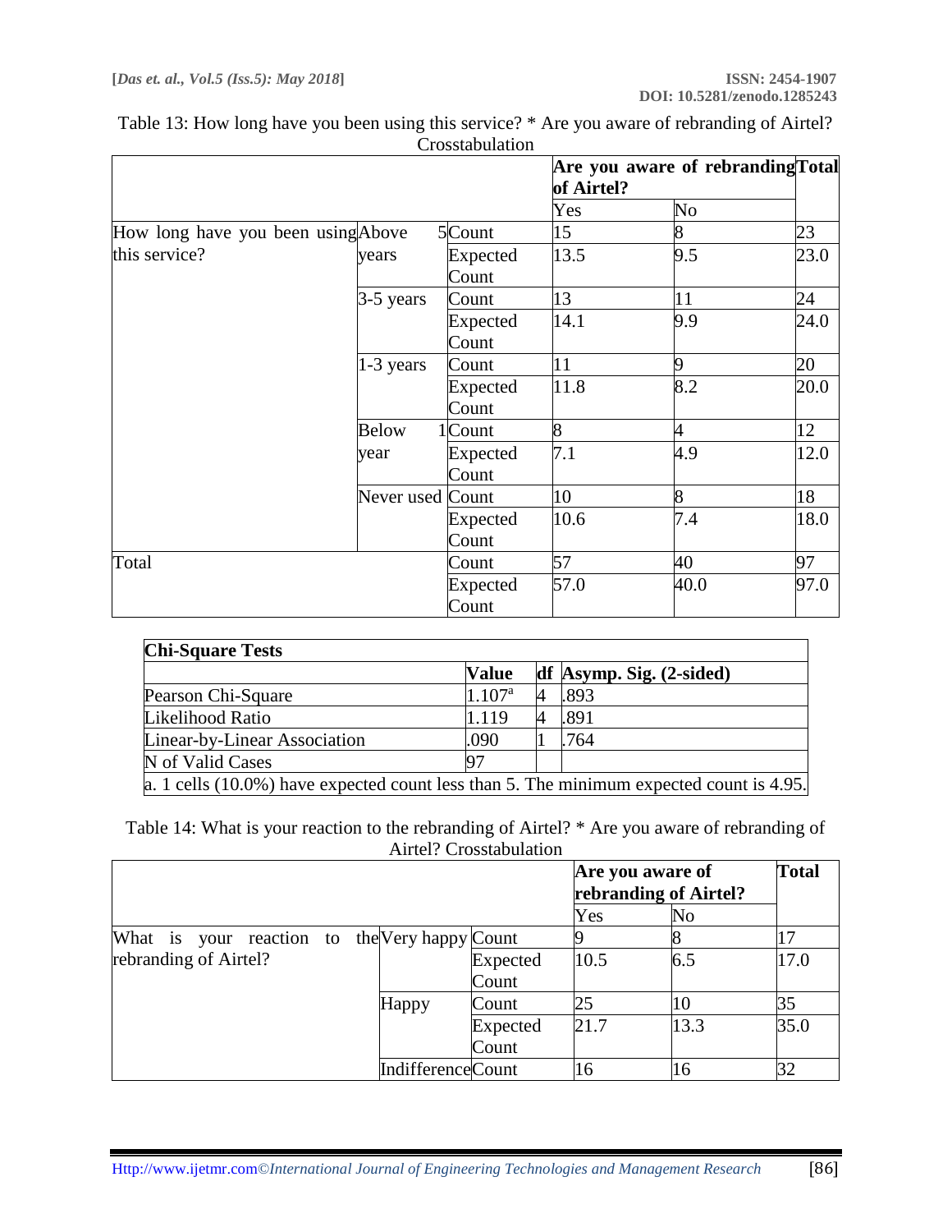Table 13: How long have you been using this service? * Are you aware of rebranding of Airtel? Crosstabulation

| | | | Are you aware of rebranding of Airtel? | | Total |
|---|---|---|---|---|---|
| | | | Yes | No | |
| How long have you been using this service? | Above 5 years | Count | 15 | 8 | 23 |
| | | Expected Count | 13.5 | 9.5 | 23.0 |
| | 3-5 years | Count | 13 | 11 | 24 |
| | | Expected Count | 14.1 | 9.9 | 24.0 |
| | 1-3 years | Count | 11 | 9 | 20 |
| | | Expected Count | 11.8 | 8.2 | 20.0 |
| | Below 1 year | Count | 8 | 4 | 12 |
| | | Expected Count | 7.1 | 4.9 | 12.0 |
| | Never used | Count | 10 | 8 | 18 |
| | | Expected Count | 10.6 | 7.4 | 18.0 |
| Total | | Count | 57 | 40 | 97 |
| | | Expected Count | 57.0 | 40.0 | 97.0 |

| Chi-Square Tests | | | |
|---|---|---|---|
| | Value | df | Asymp. Sig. (2-sided) |
| Pearson Chi-Square | 1.107[a] | 4 | .893 |
| Likelihood Ratio | 1.119 | 4 | .891 |
| Linear-by-Linear Association | .090 | 1 | .764 |
| N of Valid Cases | 97 | | |

a. 1 cells (10.0%) have expected count less than 5. The minimum expected count is 4.95.

Table 14: What is your reaction to the rebranding of Airtel? * Are you aware of rebranding of Airtel? Crosstabulation

| | | | Are you aware of rebranding of Airtel? | | Total |
|---|---|---|---|---|---|
| | | | Yes | No | |
| What is your reaction to the rebranding of Airtel? | Very happy | Count | 9 | 8 | 17 |
| | | Expected Count | 10.5 | 6.5 | 17.0 |
| | Happy | Count | 25 | 10 | 35 |
| | | Expected Count | 21.7 | 13.3 | 35.0 |
| | Indifference | Count | 16 | 16 | 32 |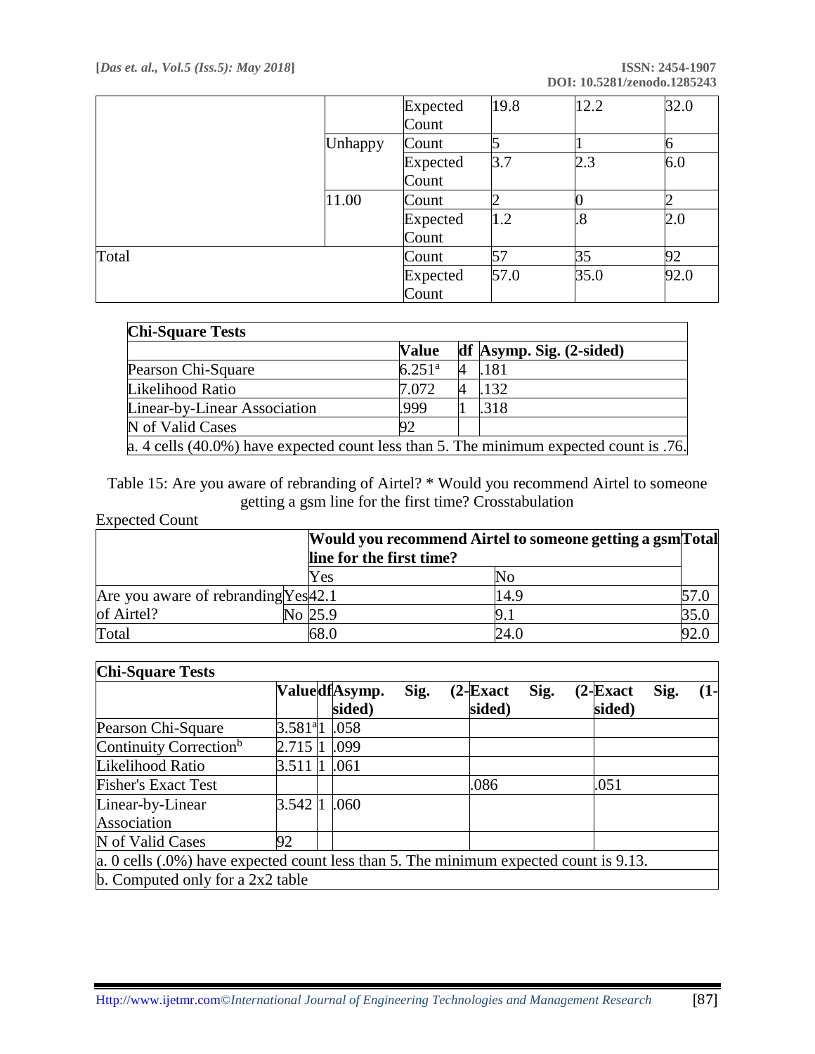| | | | | | |
|---|---|---|---|---|---|
| | | Expected Count | 19.8 | 12.2 | 32.0 |
| | Unhappy | Count | 5 | 1 | 6 |
| | | Expected Count | 3.7 | 2.3 | 6.0 |
| | 11.00 | Count | 2 | 0 | 2 |
| | | Expected Count | 1.2 | .8 | 2.0 |
| Total | | Count | 57 | 35 | 92 |
| | | Expected Count | 57.0 | 35.0 | 92.0 |

| **Chi-Square Tests** | | | |
|---|---|---|---|
| | **Value** | **df** | **Asymp. Sig. (2-sided)** |
| Pearson Chi-Square | 6.251[a] | 4 | .181 |
| Likelihood Ratio | 7.072 | 4 | .132 |
| Linear-by-Linear Association | .999 | 1 | .318 |
| N of Valid Cases | 92 | | |
| a. 4 cells (40.0%) have expected count less than 5. The minimum expected count is .76. | | | |

Table 15: Are you aware of rebranding of Airtel? * Would you recommend Airtel to someone getting a gsm line for the first time? Crosstabulation

Expected Count

| | | Would you recommend Airtel to someone getting a gsm line for the first time? | | Total |
|---|---|---|---|---|
| | | Yes | No | |
| Are you aware of rebranding of Airtel? | Yes | 42.1 | 14.9 | 57.0 |
| | No | 25.9 | 9.1 | 35.0 |
| Total | | 68.0 | 24.0 | 92.0 |

| **Chi-Square Tests** | | | | | |
|---|---|---|---|---|---|
| | **Value** | **df** | **Asymp. Sig. (2-sided)** | **Exact Sig. (2-sided)** | **Exact Sig. (1-sided)** |
| Pearson Chi-Square | 3.581[a] | 1 | .058 | | |
| Continuity Correction[b] | 2.715 | 1 | .099 | | |
| Likelihood Ratio | 3.511 | 1 | .061 | | |
| Fisher's Exact Test | | | | .086 | .051 |
| Linear-by-Linear Association | 3.542 | 1 | .060 | | |
| N of Valid Cases | 92 | | | | |
| a. 0 cells (.0%) have expected count less than 5. The minimum expected count is 9.13. | | | | | |
| b. Computed only for a 2x2 table | | | | | |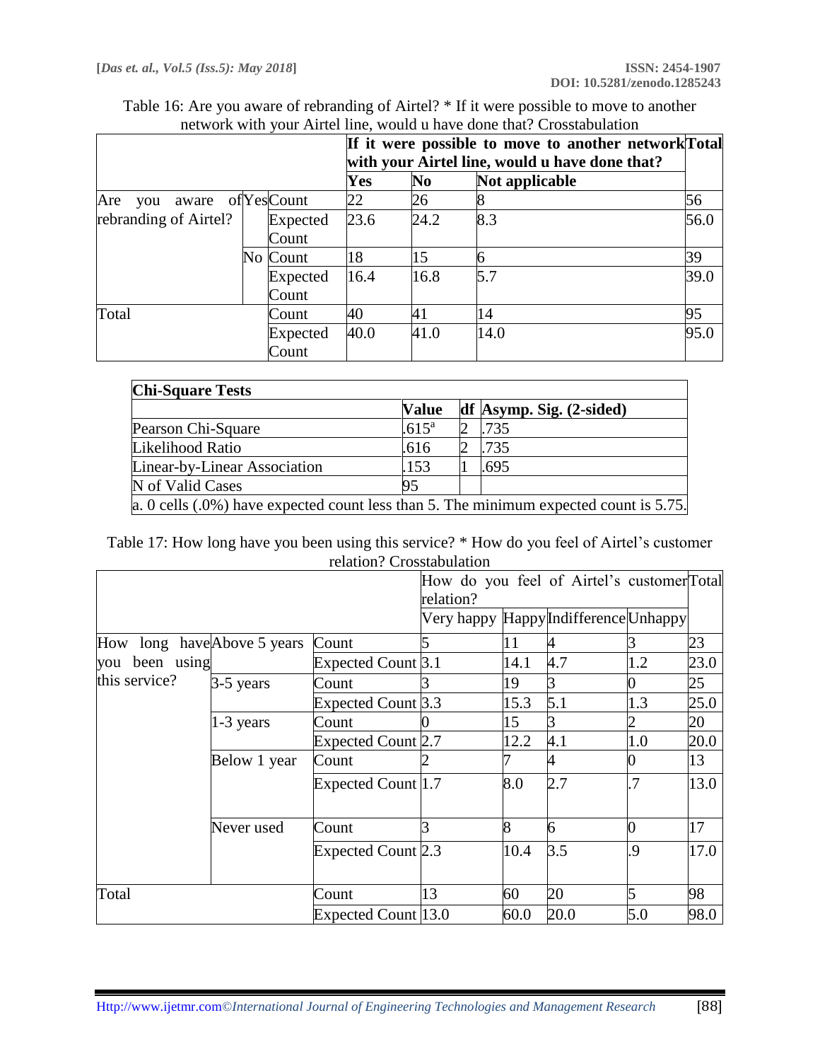Table 16: Are you aware of rebranding of Airtel? * If it were possible to move to another network with your Airtel line, would u have done that? Crosstabulation

| | | | If it were possible to move to another network with your Airtel line, would u have done that? | | | Total |
|---|---|---|---|---|---|---|
| | | | Yes | No | Not applicable | |
| Are you aware of rebranding of Airtel? | Yes | Count | 22 | 26 | 8 | 56 |
| | | Expected Count | 23.6 | 24.2 | 8.3 | 56.0 |
| | No | Count | 18 | 15 | 6 | 39 |
| | | Expected Count | 16.4 | 16.8 | 5.7 | 39.0 |
| Total | | Count | 40 | 41 | 14 | 95 |
| | | Expected Count | 40.0 | 41.0 | 14.0 | 95.0 |

| Chi-Square Tests | | | |
|---|---|---|---|
| | Value | df | Asymp. Sig. (2-sided) |
| Pearson Chi-Square | .615[a] | 2 | .735 |
| Likelihood Ratio | .616 | 2 | .735 |
| Linear-by-Linear Association | .153 | 1 | .695 |
| N of Valid Cases | 95 | | |

a. 0 cells (.0%) have expected count less than 5. The minimum expected count is 5.75.

Table 17: How long have you been using this service? * How do you feel of Airtel's customer relation? Crosstabulation

| | | | How do you feel of Airtel's customer relation? | | | | Total |
|---|---|---|---|---|---|---|---|
| | | | Very happy | Happy | Indifference | Unhappy | |
| How long have you been using this service? | Above 5 years | Count | 5 | 11 | 4 | 3 | 23 |
| | | Expected Count | 3.1 | 14.1 | 4.7 | 1.2 | 23.0 |
| | 3-5 years | Count | 3 | 19 | 3 | 0 | 25 |
| | | Expected Count | 3.3 | 15.3 | 5.1 | 1.3 | 25.0 |
| | 1-3 years | Count | 0 | 15 | 3 | 2 | 20 |
| | | Expected Count | 2.7 | 12.2 | 4.1 | 1.0 | 20.0 |
| | Below 1 year | Count | 2 | 7 | 4 | 0 | 13 |
| | | Expected Count | 1.7 | 8.0 | 2.7 | .7 | 13.0 |
| | Never used | Count | 3 | 8 | 6 | 0 | 17 |
| | | Expected Count | 2.3 | 10.4 | 3.5 | .9 | 17.0 |
| Total | | Count | 13 | 60 | 20 | 5 | 98 |
| | | Expected Count | 13.0 | 60.0 | 20.0 | 5.0 | 98.0 |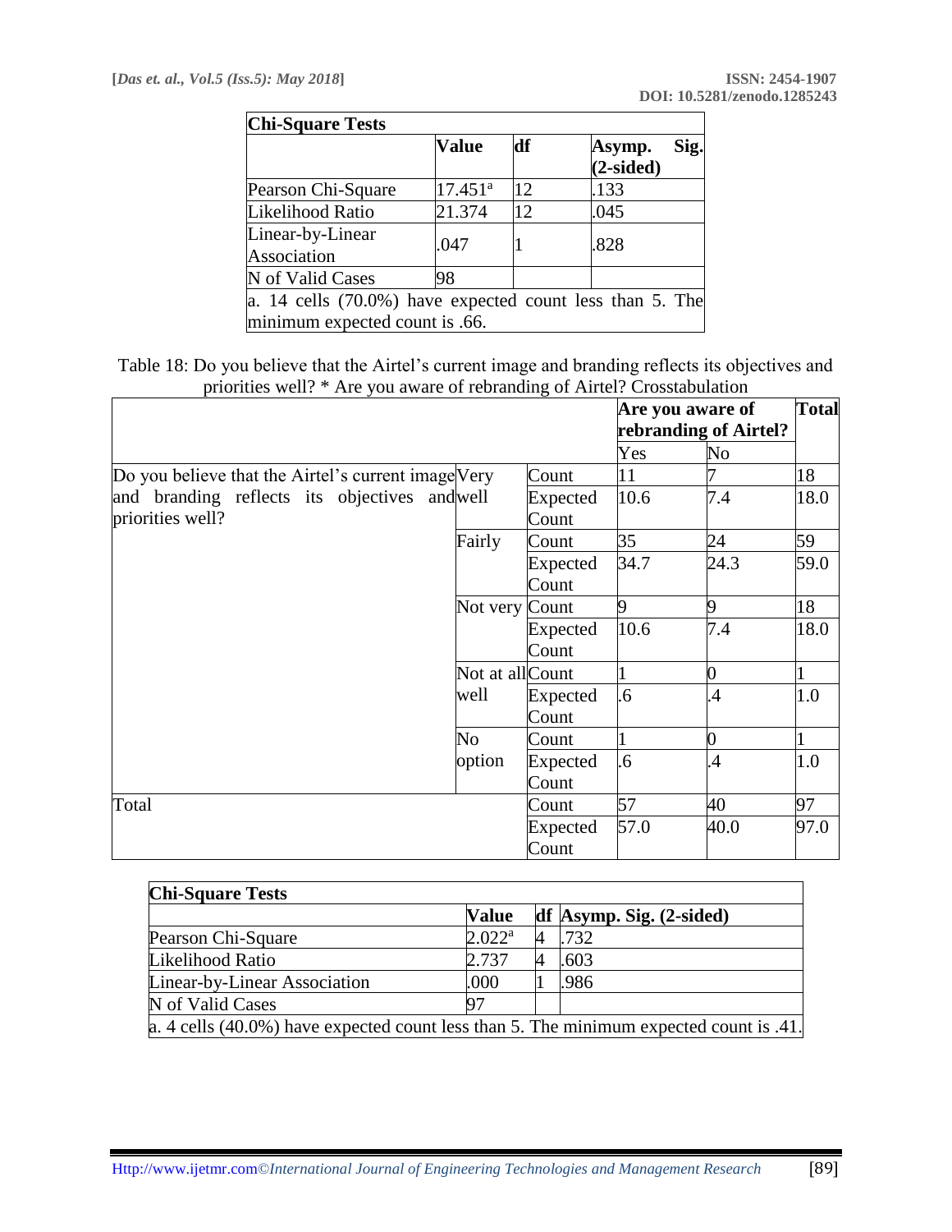| Chi-Square Tests | | | |
|---|---|---|---|
| | Value | df | Asymp. Sig. (2-sided) |
| Pearson Chi-Square | 17.451[a] | 12 | .133 |
| Likelihood Ratio | 21.374 | 12 | .045 |
| Linear-by-Linear Association | .047 | 1 | .828 |
| N of Valid Cases | 98 | | |
| a. 14 cells (70.0%) have expected count less than 5. The minimum expected count is .66. | | | |

Table 18: Do you believe that the Airtel's current image and branding reflects its objectives and priorities well? * Are you aware of rebranding of Airtel? Crosstabulation

| | | | Are you aware of rebranding of Airtel? | | Total |
|---|---|---|---|---|---|
| | | | Yes | No | |
| Do you believe that the Airtel's current image and branding reflects its objectives and priorities well? | Very well | Count | 11 | 7 | 18 |
| | | Expected Count | 10.6 | 7.4 | 18.0 |
| | Fairly | Count | 35 | 24 | 59 |
| | | Expected Count | 34.7 | 24.3 | 59.0 |
| | Not very | Count | 9 | 9 | 18 |
| | | Expected Count | 10.6 | 7.4 | 18.0 |
| | Not at all well | Count | 1 | 0 | 1 |
| | | Expected Count | .6 | .4 | 1.0 |
| | No option | Count | 1 | 0 | 1 |
| | | Expected Count | .6 | .4 | 1.0 |
| Total | | Count | 57 | 40 | 97 |
| | | Expected Count | 57.0 | 40.0 | 97.0 |

| Chi-Square Tests | | | |
|---|---|---|---|
| | Value | df | Asymp. Sig. (2-sided) |
| Pearson Chi-Square | 2.022[a] | 4 | .732 |
| Likelihood Ratio | 2.737 | 4 | .603 |
| Linear-by-Linear Association | .000 | 1 | .986 |
| N of Valid Cases | 97 | | |
| a. 4 cells (40.0%) have expected count less than 5. The minimum expected count is .41. | | | |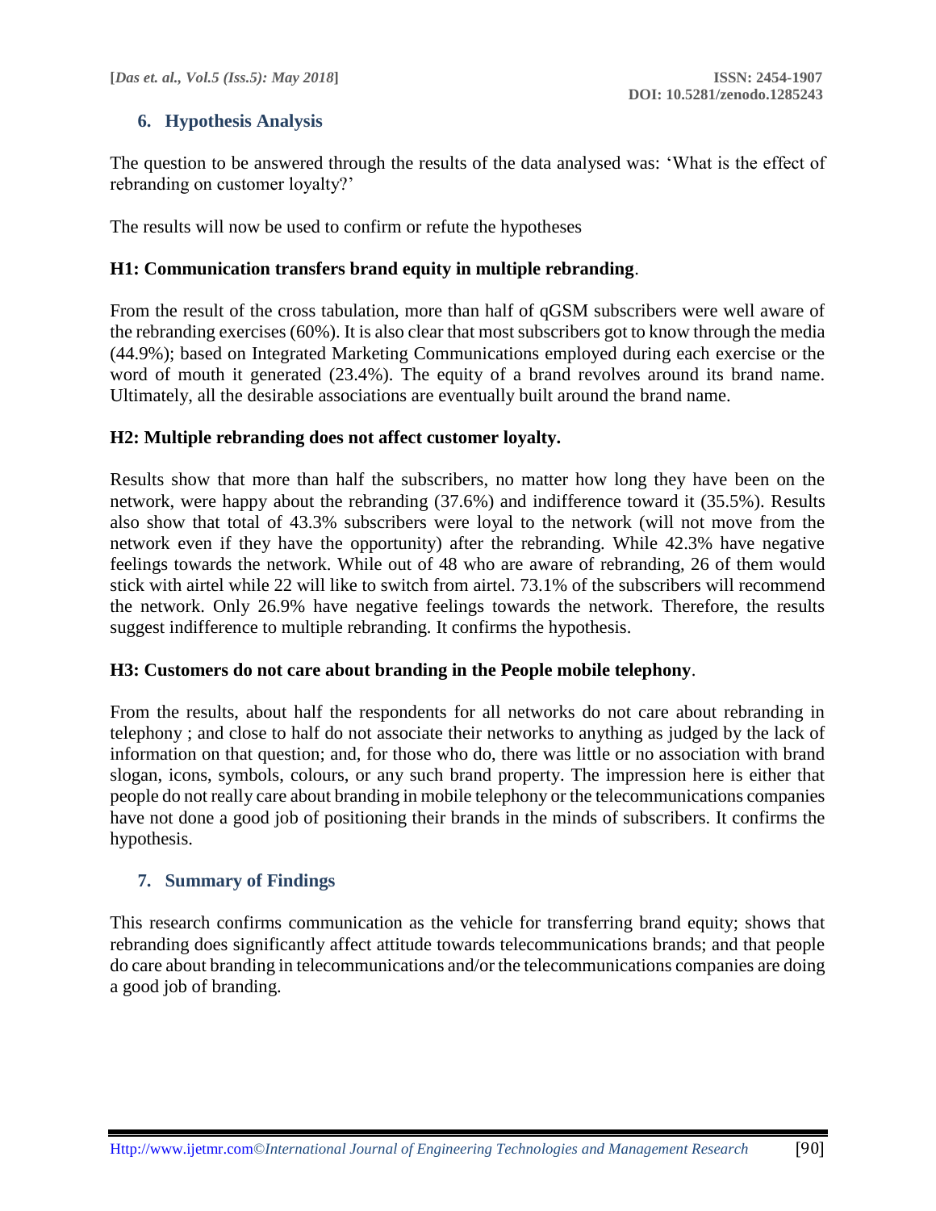## 6. Hypothesis Analysis

The question to be answered through the results of the data analysed was: 'What is the effect of rebranding on customer loyalty?'

The results will now be used to confirm or refute the hypotheses

### H1: Communication transfers brand equity in multiple rebranding.

From the result of the cross tabulation, more than half of qGSM subscribers were well aware of the rebranding exercises (60%). It is also clear that most subscribers got to know through the media (44.9%); based on Integrated Marketing Communications employed during each exercise or the word of mouth it generated (23.4%). The equity of a brand revolves around its brand name. Ultimately, all the desirable associations are eventually built around the brand name.

### H2: Multiple rebranding does not affect customer loyalty.

Results show that more than half the subscribers, no matter how long they have been on the network, were happy about the rebranding (37.6%) and indifference toward it (35.5%). Results also show that total of 43.3% subscribers were loyal to the network (will not move from the network even if they have the opportunity) after the rebranding. While 42.3% have negative feelings towards the network. While out of 48 who are aware of rebranding, 26 of them would stick with airtel while 22 will like to switch from airtel. 73.1% of the subscribers will recommend the network. Only 26.9% have negative feelings towards the network. Therefore, the results suggest indifference to multiple rebranding. It confirms the hypothesis.

### H3: Customers do not care about branding in the People mobile telephony.

From the results, about half the respondents for all networks do not care about rebranding in telephony ; and close to half do not associate their networks to anything as judged by the lack of information on that question; and, for those who do, there was little or no association with brand slogan, icons, symbols, colours, or any such brand property. The impression here is either that people do not really care about branding in mobile telephony or the telecommunications companies have not done a good job of positioning their brands in the minds of subscribers. It confirms the hypothesis.

## 7. Summary of Findings

This research confirms communication as the vehicle for transferring brand equity; shows that rebranding does significantly affect attitude towards telecommunications brands; and that people do care about branding in telecommunications and/or the telecommunications companies are doing a good job of branding.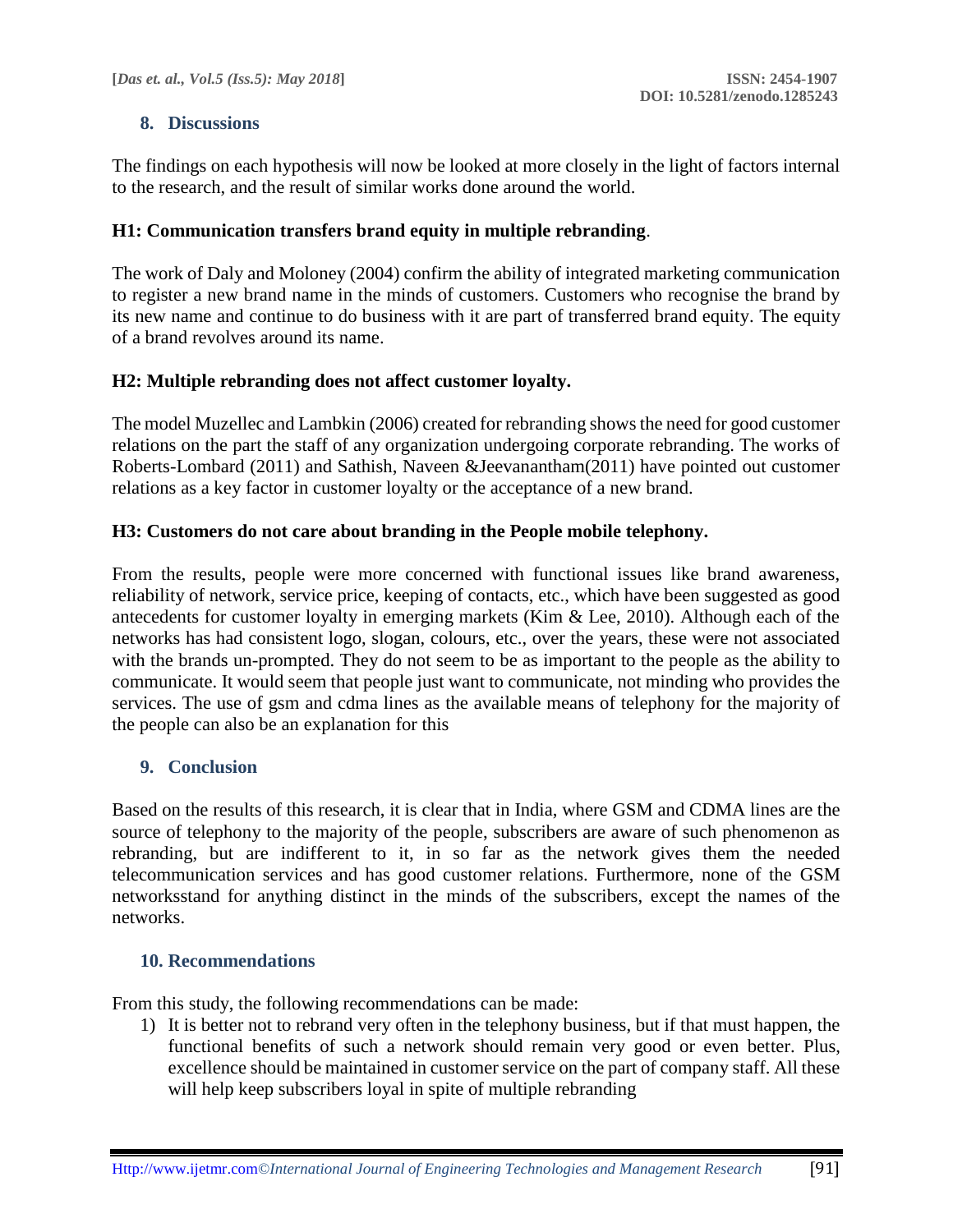## 8. Discussions

The findings on each hypothesis will now be looked at more closely in the light of factors internal to the research, and the result of similar works done around the world.

**H1: Communication transfers brand equity in multiple rebranding**.

The work of Daly and Moloney (2004) confirm the ability of integrated marketing communication to register a new brand name in the minds of customers. Customers who recognise the brand by its new name and continue to do business with it are part of transferred brand equity. The equity of a brand revolves around its name.

**H2: Multiple rebranding does not affect customer loyalty.**

The model Muzellec and Lambkin (2006) created for rebranding shows the need for good customer relations on the part the staff of any organization undergoing corporate rebranding. The works of Roberts-Lombard (2011) and Sathish, Naveen &Jeevanantham(2011) have pointed out customer relations as a key factor in customer loyalty or the acceptance of a new brand.

**H3: Customers do not care about branding in the People mobile telephony.**

From the results, people were more concerned with functional issues like brand awareness, reliability of network, service price, keeping of contacts, etc., which have been suggested as good antecedents for customer loyalty in emerging markets (Kim & Lee, 2010). Although each of the networks has had consistent logo, slogan, colours, etc., over the years, these were not associated with the brands un-prompted. They do not seem to be as important to the people as the ability to communicate. It would seem that people just want to communicate, not minding who provides the services. The use of gsm and cdma lines as the available means of telephony for the majority of the people can also be an explanation for this

## 9. Conclusion

Based on the results of this research, it is clear that in India, where GSM and CDMA lines are the source of telephony to the majority of the people, subscribers are aware of such phenomenon as rebranding, but are indifferent to it, in so far as the network gives them the needed telecommunication services and has good customer relations. Furthermore, none of the GSM networksstand for anything distinct in the minds of the subscribers, except the names of the networks.

## 10. Recommendations

From this study, the following recommendations can be made:

1) It is better not to rebrand very often in the telephony business, but if that must happen, the functional benefits of such a network should remain very good or even better. Plus, excellence should be maintained in customer service on the part of company staff. All these will help keep subscribers loyal in spite of multiple rebranding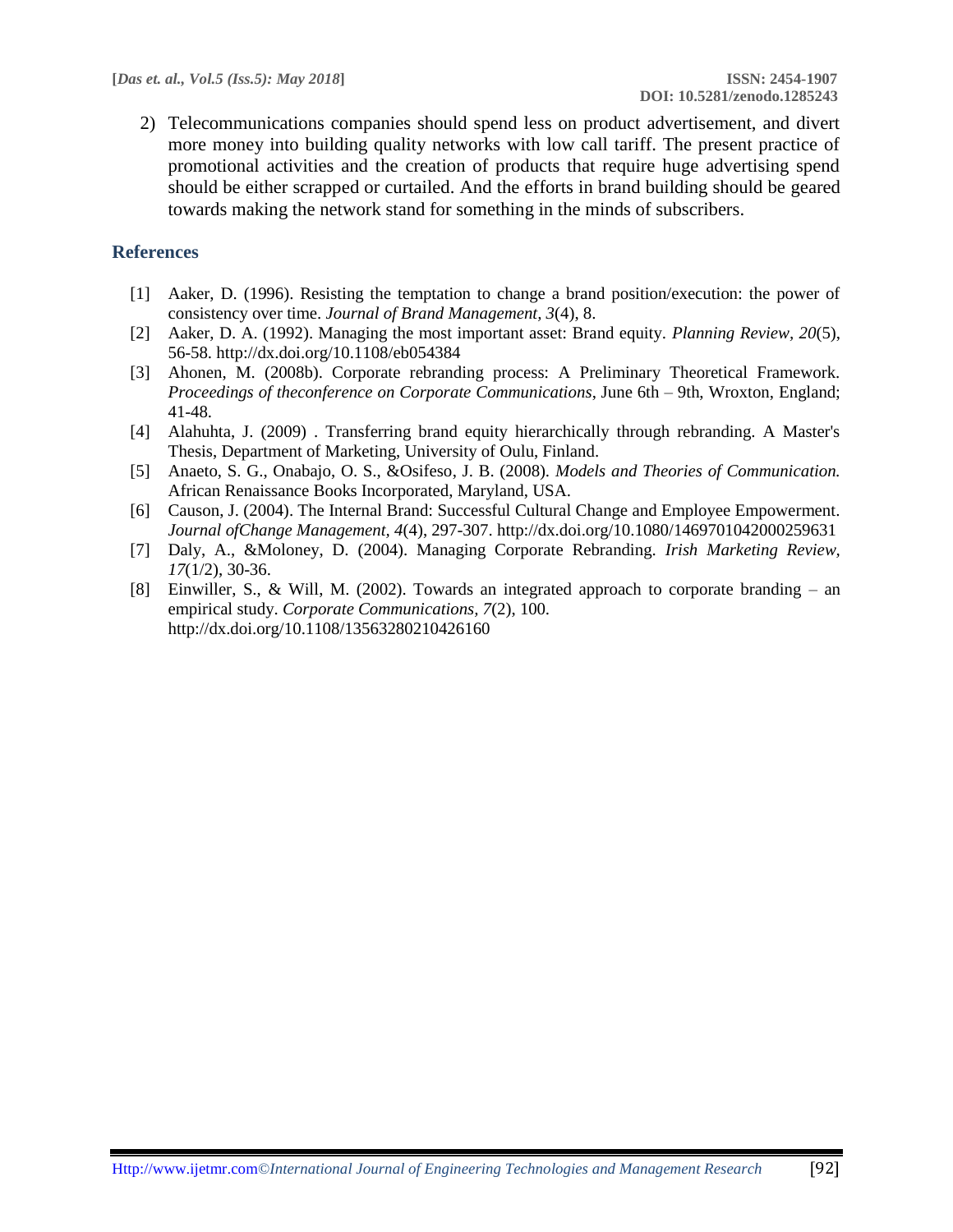2) Telecommunications companies should spend less on product advertisement, and divert more money into building quality networks with low call tariff. The present practice of promotional activities and the creation of products that require huge advertising spend should be either scrapped or curtailed. And the efforts in brand building should be geared towards making the network stand for something in the minds of subscribers.

## References

[1] Aaker, D. (1996). Resisting the temptation to change a brand position/execution: the power of consistency over time. *Journal of Brand Management, 3*(4), 8.

[2] Aaker, D. A. (1992). Managing the most important asset: Brand equity. *Planning Review, 20*(5), 56-58. http://dx.doi.org/10.1108/eb054384

[3] Ahonen, M. (2008b). Corporate rebranding process: A Preliminary Theoretical Framework. *Proceedings of theconference on Corporate Communications*, June 6th – 9th, Wroxton, England; 41-48.

[4] Alahuhta, J. (2009) . Transferring brand equity hierarchically through rebranding. A Master's Thesis, Department of Marketing, University of Oulu, Finland.

[5] Anaeto, S. G., Onabajo, O. S., &Osifeso, J. B. (2008). *Models and Theories of Communication.* African Renaissance Books Incorporated, Maryland, USA.

[6] Causon, J. (2004). The Internal Brand: Successful Cultural Change and Employee Empowerment. *Journal ofChange Management, 4*(4), 297-307. http://dx.doi.org/10.1080/1469701042000259631

[7] Daly, A., &Moloney, D. (2004). Managing Corporate Rebranding. *Irish Marketing Review, 17*(1/2), 30-36.

[8] Einwiller, S., & Will, M. (2002). Towards an integrated approach to corporate branding – an empirical study. *Corporate Communications, 7*(2), 100. http://dx.doi.org/10.1108/13563280210426160